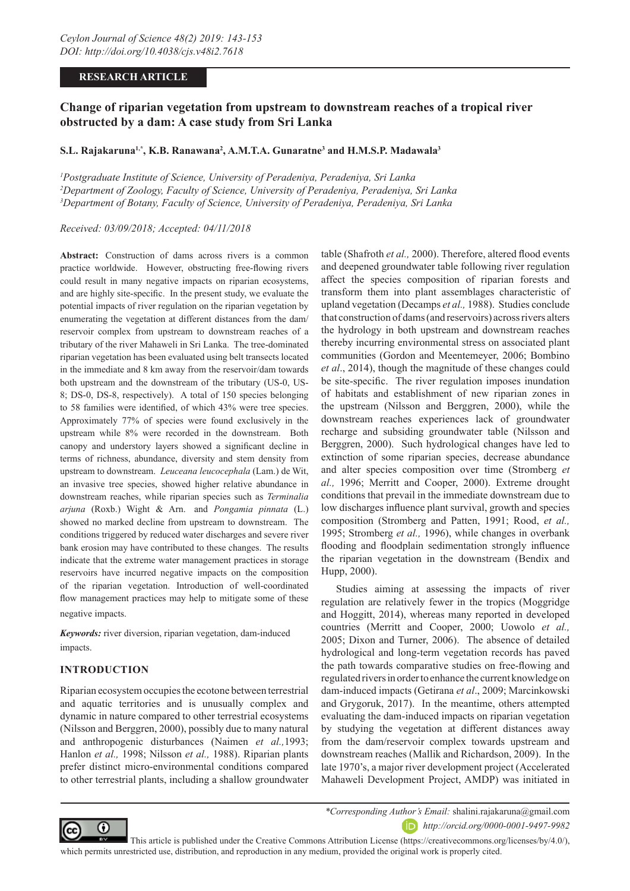RESEARCH ARTICLE

# Change of riparian vegetation from upstream to downstream reaches of a tropical river obstructed by a dam: A case study from Sri Lanka

**S.L. Rajakaruna[1,*], K.B. Ranawana[2], A.M.T.A. Gunaratne[3] and H.M.S.P. Madawala[3]**

*[1]Postgraduate Institute of Science, University of Peradeniya, Peradeniya, Sri Lanka*
*[2]Department of Zoology, Faculty of Science, University of Peradeniya, Peradeniya, Sri Lanka*
*[3]Department of Botany, Faculty of Science, University of Peradeniya, Peradeniya, Sri Lanka*

*Received: 03/09/2018; Accepted: 04/11/2018*

**Abstract:** Construction of dams across rivers is a common practice worldwide. However, obstructing free-flowing rivers could result in many negative impacts on riparian ecosystems, and are highly site-specific. In the present study, we evaluate the potential impacts of river regulation on the riparian vegetation by enumerating the vegetation at different distances from the dam/reservoir complex from upstream to downstream reaches of a tributary of the river Mahaweli in Sri Lanka. The tree-dominated riparian vegetation has been evaluated using belt transects located in the immediate and 8 km away from the reservoir/dam towards both upstream and the downstream of the tributary (US-0, US-8; DS-0, DS-8, respectively). A total of 150 species belonging to 58 families were identified, of which 43% were tree species. Approximately 77% of species were found exclusively in the upstream while 8% were recorded in the downstream. Both canopy and understory layers showed a significant decline in terms of richness, abundance, diversity and stem density from upstream to downstream. *Leuceana leucocephala* (Lam.) de Wit, an invasive tree species, showed higher relative abundance in downstream reaches, while riparian species such as *Terminalia arjuna* (Roxb.) Wight & Arn. and *Pongamia pinnata* (L.) showed no marked decline from upstream to downstream. The conditions triggered by reduced water discharges and severe river bank erosion may have contributed to these changes. The results indicate that the extreme water management practices in storage reservoirs have incurred negative impacts on the composition of the riparian vegetation. Introduction of well-coordinated flow management practices may help to mitigate some of these negative impacts.

***Keywords:*** river diversion, riparian vegetation, dam-induced impacts.

## INTRODUCTION

Riparian ecosystem occupies the ecotone between terrestrial and aquatic territories and is unusually complex and dynamic in nature compared to other terrestrial ecosystems (Nilsson and Berggren, 2000), possibly due to many natural and anthropogenic disturbances (Naimen *et al.,*1993; Hanlon *et al.,* 1998; Nilsson *et al.,* 1988). Riparian plants prefer distinct micro-environmental conditions compared to other terrestrial plants, including a shallow groundwater table (Shafroth *et al.,* 2000). Therefore, altered flood events and deepened groundwater table following river regulation affect the species composition of riparian forests and transform them into plant assemblages characteristic of upland vegetation (Decamps *et al.,* 1988). Studies conclude that construction of dams (and reservoirs) across rivers alters the hydrology in both upstream and downstream reaches thereby incurring environmental stress on associated plant communities (Gordon and Meentemeyer, 2006; Bombino *et al*., 2014), though the magnitude of these changes could be site-specific. The river regulation imposes inundation of habitats and establishment of new riparian zones in the upstream (Nilsson and Berggren, 2000), while the downstream reaches experiences lack of groundwater recharge and subsiding groundwater table (Nilsson and Berggren, 2000). Such hydrological changes have led to extinction of some riparian species, decrease abundance and alter species composition over time (Stromberg *et al.,* 1996; Merritt and Cooper, 2000). Extreme drought conditions that prevail in the immediate downstream due to low discharges influence plant survival, growth and species composition (Stromberg and Patten, 1991; Rood, *et al.,* 1995; Stromberg *et al.,* 1996), while changes in overbank flooding and floodplain sedimentation strongly influence the riparian vegetation in the downstream (Bendix and Hupp, 2000).

Studies aiming at assessing the impacts of river regulation are relatively fewer in the tropics (Moggridge and Hoggitt, 2014), whereas many reported in developed countries (Merritt and Cooper, 2000; Uowolo *et al.,* 2005; Dixon and Turner, 2006). The absence of detailed hydrological and long-term vegetation records has paved the path towards comparative studies on free-flowing and regulated rivers in order to enhance the current knowledge on dam-induced impacts (Getirana *et al*., 2009; Marcinkowski and Grygoruk, 2017). In the meantime, others attempted evaluating the dam-induced impacts on riparian vegetation by studying the vegetation at different distances away from the dam/reservoir complex towards upstream and downstream reaches (Mallik and Richardson, 2009). In the late 1970's, a major river development project (Accelerated Mahaweli Development Project, AMDP) was initiated in

*\*Corresponding Author's Email:* shalini.rajakaruna@gmail.com
*http://orcid.org/0000-0001-9497-9982*

This article is published under the Creative Commons Attribution License (https://creativecommons.org/licenses/by/4.0/), which permits unrestricted use, distribution, and reproduction in any medium, provided the original work is properly cited.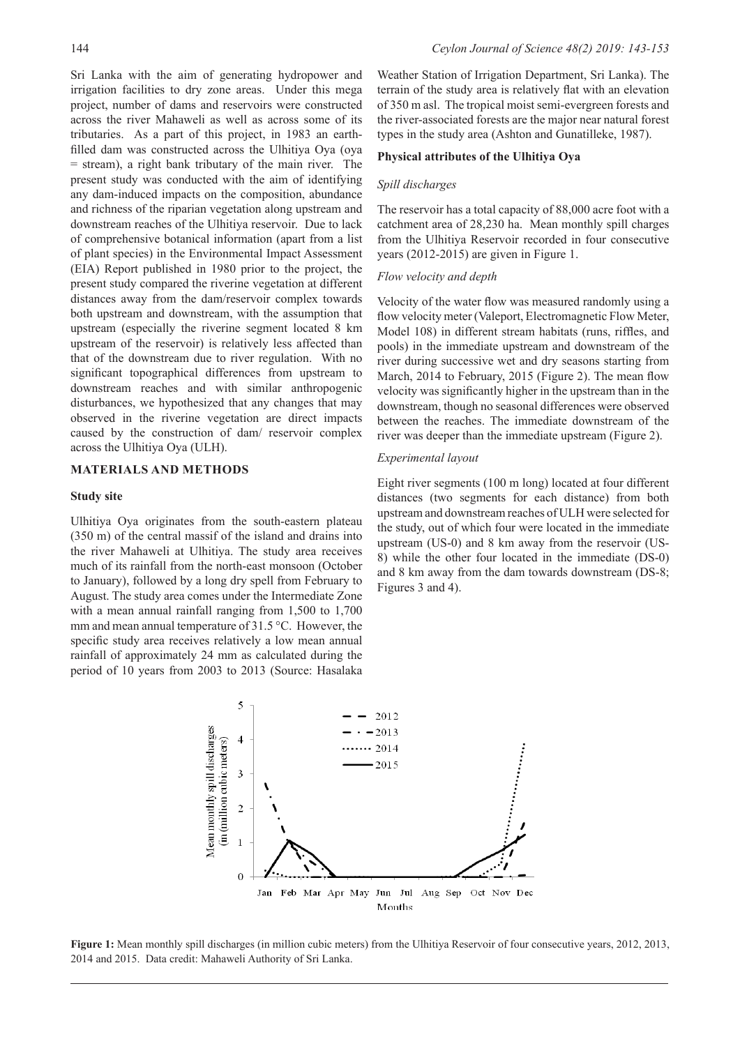Sri Lanka with the aim of generating hydropower and irrigation facilities to dry zone areas. Under this mega project, number of dams and reservoirs were constructed across the river Mahaweli as well as across some of its tributaries. As a part of this project, in 1983 an earth-filled dam was constructed across the Ulhitiya Oya (oya = stream), a right bank tributary of the main river. The present study was conducted with the aim of identifying any dam-induced impacts on the composition, abundance and richness of the riparian vegetation along upstream and downstream reaches of the Ulhitiya reservoir. Due to lack of comprehensive botanical information (apart from a list of plant species) in the Environmental Impact Assessment (EIA) Report published in 1980 prior to the project, the present study compared the riverine vegetation at different distances away from the dam/reservoir complex towards both upstream and downstream, with the assumption that upstream (especially the riverine segment located 8 km upstream of the reservoir) is relatively less affected than that of the downstream due to river regulation. With no significant topographical differences from upstream to downstream reaches and with similar anthropogenic disturbances, we hypothesized that any changes that may observed in the riverine vegetation are direct impacts caused by the construction of dam/ reservoir complex across the Ulhitiya Oya (ULH).

## MATERIALS AND METHODS

### Study site

Ulhitiya Oya originates from the south-eastern plateau (350 m) of the central massif of the island and drains into the river Mahaweli at Ulhitiya. The study area receives much of its rainfall from the north-east monsoon (October to January), followed by a long dry spell from February to August. The study area comes under the Intermediate Zone with a mean annual rainfall ranging from 1,500 to 1,700 mm and mean annual temperature of 31.5 °C. However, the specific study area receives relatively a low mean annual rainfall of approximately 24 mm as calculated during the period of 10 years from 2003 to 2013 (Source: Hasalaka Weather Station of Irrigation Department, Sri Lanka). The terrain of the study area is relatively flat with an elevation of 350 m asl. The tropical moist semi-evergreen forests and the river-associated forests are the major near natural forest types in the study area (Ashton and Gunatilleke, 1987).

### Physical attributes of the Ulhitiya Oya

#### *Spill discharges*

The reservoir has a total capacity of 88,000 acre foot with a catchment area of 28,230 ha. Mean monthly spill charges from the Ulhitiya Reservoir recorded in four consecutive years (2012-2015) are given in Figure 1.

#### *Flow velocity and depth*

Velocity of the water flow was measured randomly using a flow velocity meter (Valeport, Electromagnetic Flow Meter, Model 108) in different stream habitats (runs, riffles, and pools) in the immediate upstream and downstream of the river during successive wet and dry seasons starting from March, 2014 to February, 2015 (Figure 2). The mean flow velocity was significantly higher in the upstream than in the downstream, though no seasonal differences were observed between the reaches. The immediate downstream of the river was deeper than the immediate upstream (Figure 2).

#### *Experimental layout*

Eight river segments (100 m long) located at four different distances (two segments for each distance) from both upstream and downstream reaches of ULH were selected for the study, out of which four were located in the immediate upstream (US-0) and 8 km away from the reservoir (US-8) while the other four located in the immediate (DS-0) and 8 km away from the dam towards downstream (DS-8; Figures 3 and 4).

**Figure 1:** Mean monthly spill discharges (in million cubic meters) from the Ulhitiya Reservoir of four consecutive years, 2012, 2013, 2014 and 2015. Data credit: Mahaweli Authority of Sri Lanka.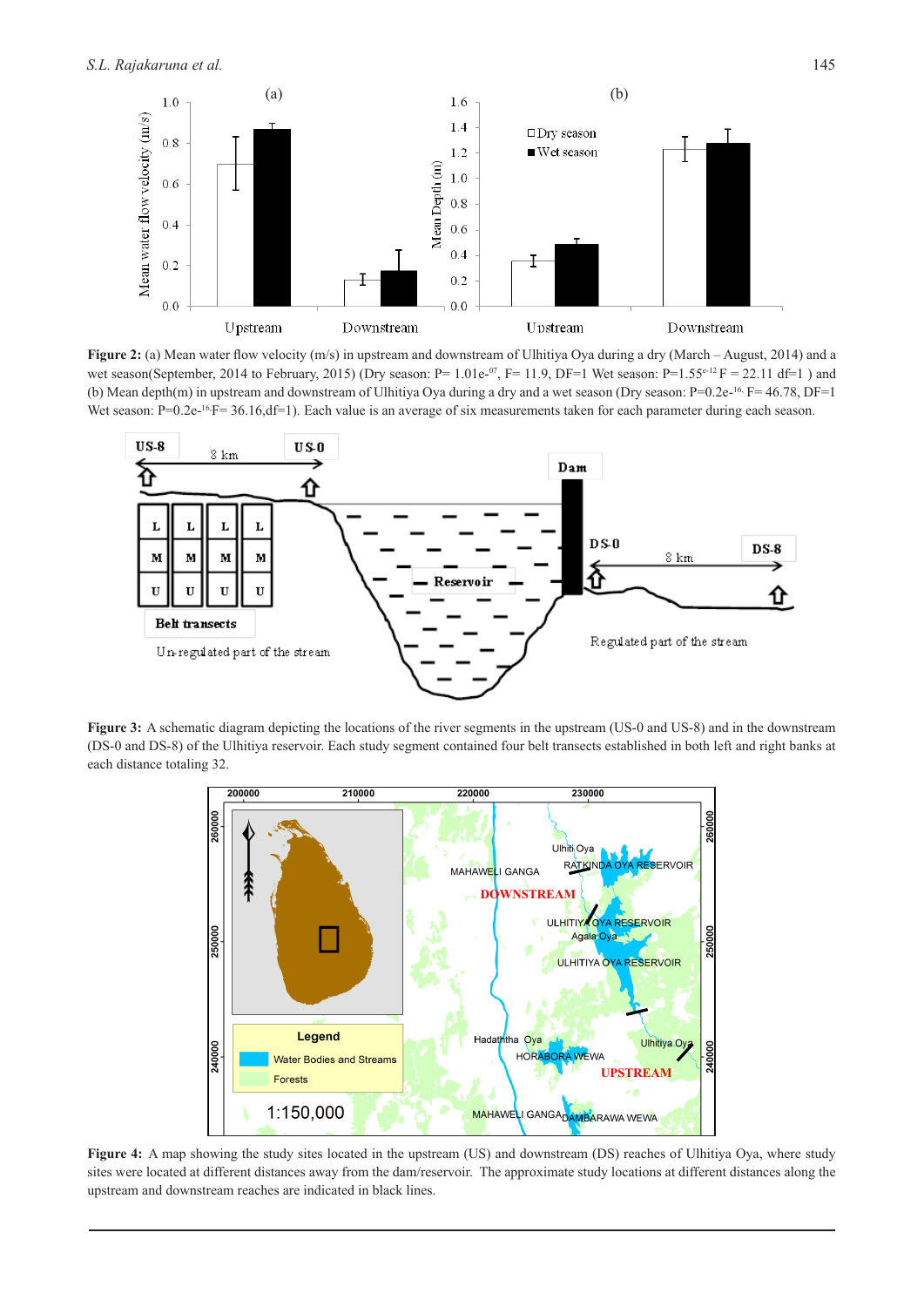**Figure 2:** (a) Mean water flow velocity (m/s) in upstream and downstream of Ulhitiya Oya during a dry (March – August, 2014) and a wet season(September, 2014 to February, 2015) (Dry season: P= 1.01e-$^{07}$, F= 11.9, DF=1 Wet season: P=1.55$^{e-12}$ F = 22.11 df=1 ) and (b) Mean depth(m) in upstream and downstream of Ulhitiya Oya during a dry and a wet season (Dry season: P=0.2e-$^{16,}$ F= 46.78, DF=1 Wet season: P=0.2e-$^{16,}$F= 36.16,df=1). Each value is an average of six measurements taken for each parameter during each season.

**Figure 3:** A schematic diagram depicting the locations of the river segments in the upstream (US-0 and US-8) and in the downstream (DS-0 and DS-8) of the Ulhitiya reservoir. Each study segment contained four belt transects established in both left and right banks at each distance totaling 32.

**Figure 4:** A map showing the study sites located in the upstream (US) and downstream (DS) reaches of Ulhitiya Oya, where study sites were located at different distances away from the dam/reservoir. The approximate study locations at different distances along the upstream and downstream reaches are indicated in black lines.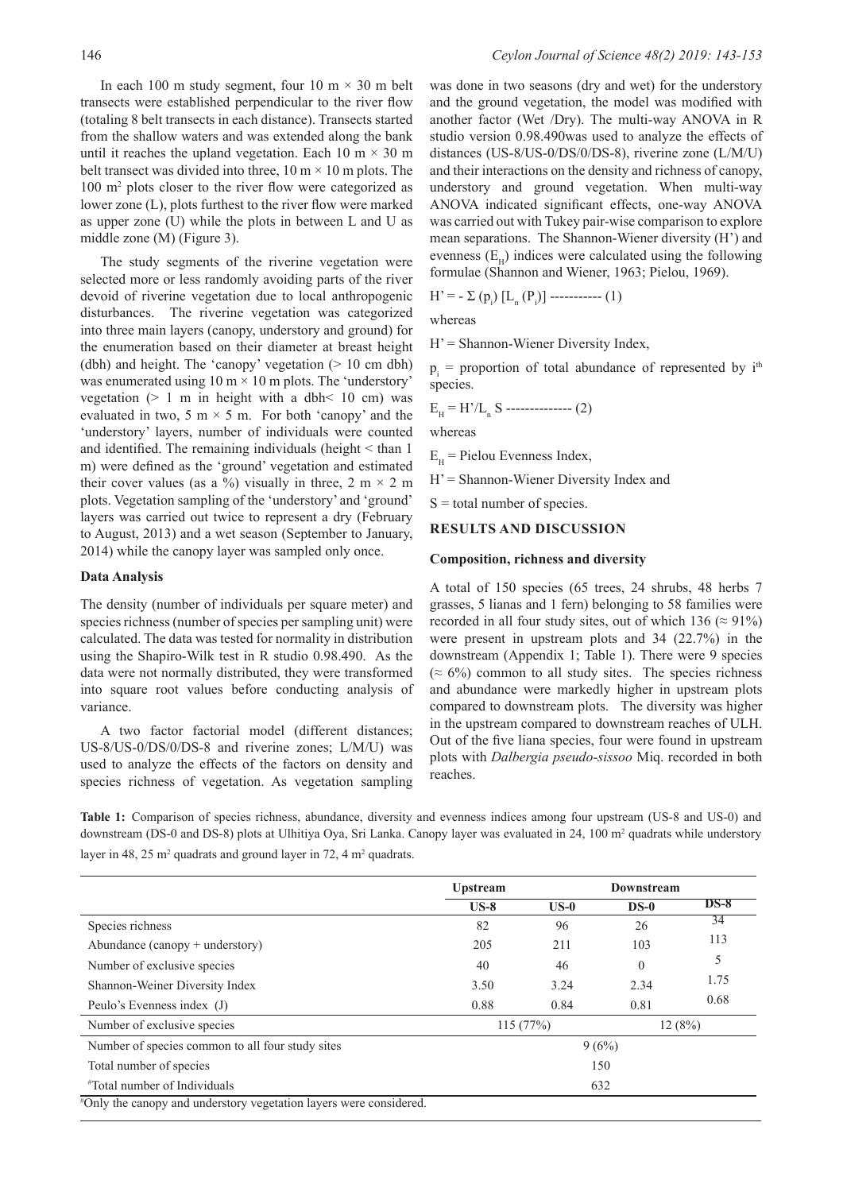In each 100 m study segment, four 10 m × 30 m belt transects were established perpendicular to the river flow (totaling 8 belt transects in each distance). Transects started from the shallow waters and was extended along the bank until it reaches the upland vegetation. Each 10 m × 30 m belt transect was divided into three, 10 m × 10 m plots. The 100 m$^2$ plots closer to the river flow were categorized as lower zone (L), plots furthest to the river flow were marked as upper zone (U) while the plots in between L and U as middle zone (M) (Figure 3).

The study segments of the riverine vegetation were selected more or less randomly avoiding parts of the river devoid of riverine vegetation due to local anthropogenic disturbances. The riverine vegetation was categorized into three main layers (canopy, understory and ground) for the enumeration based on their diameter at breast height (dbh) and height. The 'canopy' vegetation (> 10 cm dbh) was enumerated using 10 m × 10 m plots. The 'understory' vegetation (> 1 m in height with a dbh< 10 cm) was evaluated in two, 5 m × 5 m. For both 'canopy' and the 'understory' layers, number of individuals were counted and identified. The remaining individuals (height < than 1 m) were defined as the 'ground' vegetation and estimated their cover values (as a %) visually in three, 2 m × 2 m plots. Vegetation sampling of the 'understory' and 'ground' layers was carried out twice to represent a dry (February to August, 2013) and a wet season (September to January, 2014) while the canopy layer was sampled only once.

### Data Analysis

The density (number of individuals per square meter) and species richness (number of species per sampling unit) were calculated. The data was tested for normality in distribution using the Shapiro-Wilk test in R studio 0.98.490. As the data were not normally distributed, they were transformed into square root values before conducting analysis of variance.

A two factor factorial model (different distances; US-8/US-0/DS/0/DS-8 and riverine zones; L/M/U) was used to analyze the effects of the factors on density and species richness of vegetation. As vegetation sampling was done in two seasons (dry and wet) for the understory and the ground vegetation, the model was modified with another factor (Wet /Dry). The multi-way ANOVA in R studio version 0.98.490was used to analyze the effects of distances (US-8/US-0/DS/0/DS-8), riverine zone (L/M/U) and their interactions on the density and richness of canopy, understory and ground vegetation. When multi-way ANOVA indicated significant effects, one-way ANOVA was carried out with Tukey pair-wise comparison to explore mean separations. The Shannon-Wiener diversity (H') and evenness ($E_H$) indices were calculated using the following formulae (Shannon and Wiener, 1963; Pielou, 1969).

$$H' = - \Sigma (p_i) [L_n (P_i)] \quad ----------- (1)$$

whereas

H' = Shannon-Wiener Diversity Index,

$p_i$ = proportion of total abundance of represented by i$^{th}$ species.

$$E_H = H'/L_n S \quad -------------- (2)$$

whereas

$E_H$ = Pielou Evenness Index,

H' = Shannon-Wiener Diversity Index and

S = total number of species.

## RESULTS AND DISCUSSION

### Composition, richness and diversity

A total of 150 species (65 trees, 24 shrubs, 48 herbs 7 grasses, 5 lianas and 1 fern) belonging to 58 families were recorded in all four study sites, out of which 136 (≈ 91%) were present in upstream plots and 34 (22.7%) in the downstream (Appendix 1; Table 1). There were 9 species (≈ 6%) common to all study sites. The species richness and abundance were markedly higher in upstream plots compared to downstream plots. The diversity was higher in the upstream compared to downstream reaches of ULH. Out of the five liana species, four were found in upstream plots with *Dalbergia pseudo-sissoo* Miq. recorded in both reaches.

**Table 1:** Comparison of species richness, abundance, diversity and evenness indices among four upstream (US-8 and US-0) and downstream (DS-0 and DS-8) plots at Ulhitiya Oya, Sri Lanka. Canopy layer was evaluated in 24, 100 m$^2$ quadrats while understory layer in 48, 25 m$^2$ quadrats and ground layer in 72, 4 m$^2$ quadrats.

| | Upstream | | Downstream | |
|---|---|---|---|---|
| | US-8 | US-0 | DS-0 | DS-8 |
| Species richness | 82 | 96 | 26 | 34 |
| Abundance (canopy + understory) | 205 | 211 | 103 | 113 |
| Number of exclusive species | 40 | 46 | 0 | 5 |
| Shannon-Weiner Diversity Index | 3.50 | 3.24 | 2.34 | 1.75 |
| Peulo's Evenness index (J) | 0.88 | 0.84 | 0.81 | 0.68 |
| Number of exclusive species | 115 (77%) | | 12 (8%) | |
| Number of species common to all four study sites | 9 (6%) | | | |
| Total number of species | 150 | | | |
| #Total number of Individuals | 632 | | | |

#Only the canopy and understory vegetation layers were considered.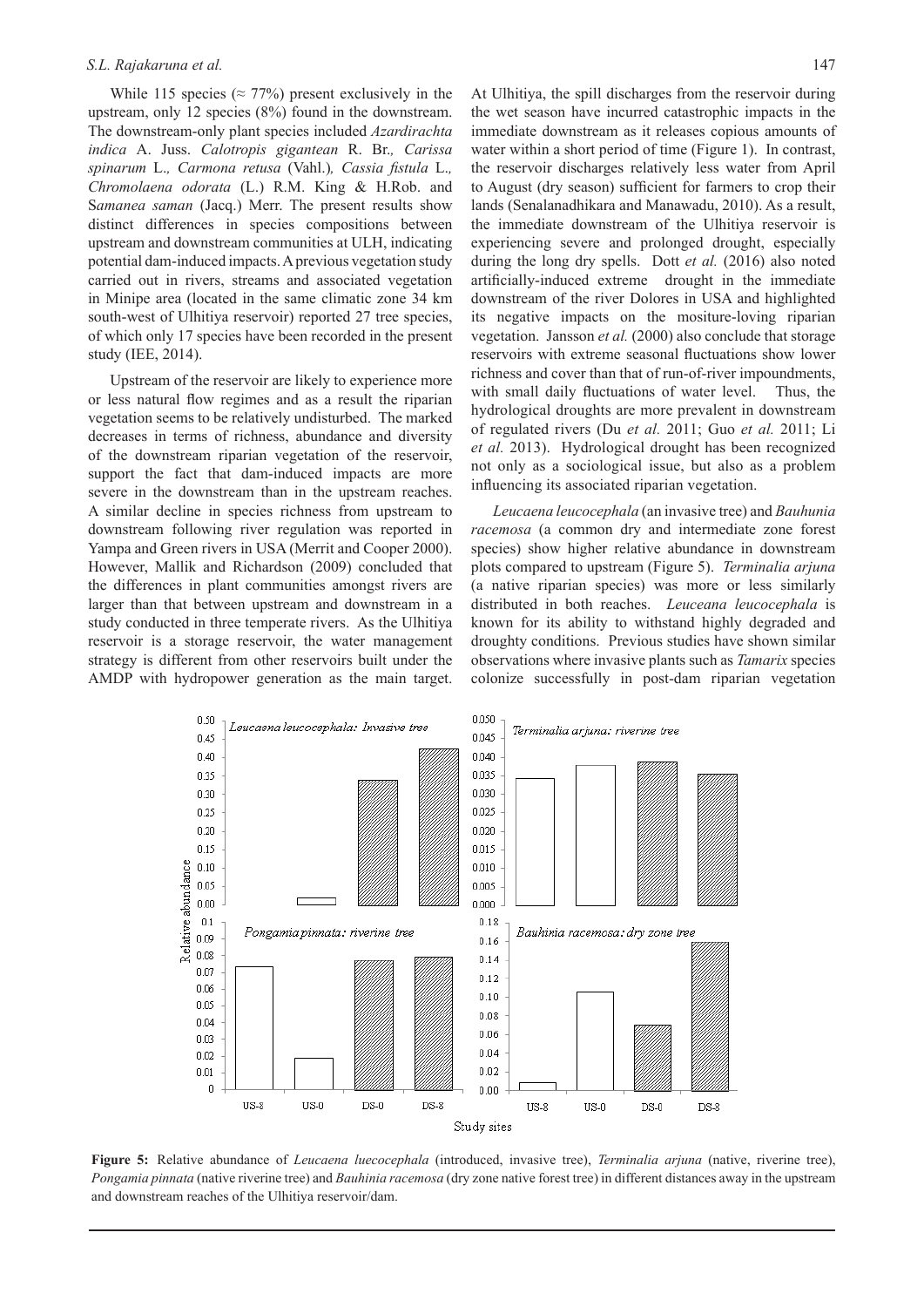While 115 species (≈ 77%) present exclusively in the upstream, only 12 species (8%) found in the downstream. The downstream-only plant species included *Azardirachta indica* A. Juss. *Calotropis gigantean* R. Br.*, Carissa spinarum* L.*, Carmona retusa* (Vahl.)*, Cassia fistula* L.*, Chromolaena odorata* (L.) R.M. King & H.Rob. and S*amanea saman* (Jacq.) Merr. The present results show distinct differences in species compositions between upstream and downstream communities at ULH, indicating potential dam-induced impacts. A previous vegetation study carried out in rivers, streams and associated vegetation in Minipe area (located in the same climatic zone 34 km south-west of Ulhitiya reservoir) reported 27 tree species, of which only 17 species have been recorded in the present study (IEE, 2014).

Upstream of the reservoir are likely to experience more or less natural flow regimes and as a result the riparian vegetation seems to be relatively undisturbed. The marked decreases in terms of richness, abundance and diversity of the downstream riparian vegetation of the reservoir, support the fact that dam-induced impacts are more severe in the downstream than in the upstream reaches. A similar decline in species richness from upstream to downstream following river regulation was reported in Yampa and Green rivers in USA (Merrit and Cooper 2000). However, Mallik and Richardson (2009) concluded that the differences in plant communities amongst rivers are larger than that between upstream and downstream in a study conducted in three temperate rivers. As the Ulhitiya reservoir is a storage reservoir, the water management strategy is different from other reservoirs built under the AMDP with hydropower generation as the main target. At Ulhitiya, the spill discharges from the reservoir during the wet season have incurred catastrophic impacts in the immediate downstream as it releases copious amounts of water within a short period of time (Figure 1). In contrast, the reservoir discharges relatively less water from April to August (dry season) sufficient for farmers to crop their lands (Senalanadhikara and Manawadu, 2010). As a result, the immediate downstream of the Ulhitiya reservoir is experiencing severe and prolonged drought, especially during the long dry spells. Dott *et al.* (2016) also noted artificially-induced extreme drought in the immediate downstream of the river Dolores in USA and highlighted its negative impacts on the mositure-loving riparian vegetation. Jansson *et al.* (2000) also conclude that storage reservoirs with extreme seasonal fluctuations show lower richness and cover than that of run-of-river impoundments, with small daily fluctuations of water level. Thus, the hydrological droughts are more prevalent in downstream of regulated rivers (Du *et al.* 2011; Guo *et al.* 2011; Li *et al.* 2013). Hydrological drought has been recognized not only as a sociological issue, but also as a problem influencing its associated riparian vegetation.

*Leucaena leucocephala* (an invasive tree) and *Bauhunia racemosa* (a common dry and intermediate zone forest species) show higher relative abundance in downstream plots compared to upstream (Figure 5). *Terminalia arjuna* (a native riparian species) was more or less similarly distributed in both reaches. *Leuceana leucocephala* is known for its ability to withstand highly degraded and droughty conditions. Previous studies have shown similar observations where invasive plants such as *Tamarix* species colonize successfully in post-dam riparian vegetation

**Figure 5:** Relative abundance of *Leucaena luecocephala* (introduced, invasive tree), *Terminalia arjuna* (native, riverine tree), *Pongamia pinnata* (native riverine tree) and *Bauhinia racemosa* (dry zone native forest tree) in different distances away in the upstream and downstream reaches of the Ulhitiya reservoir/dam.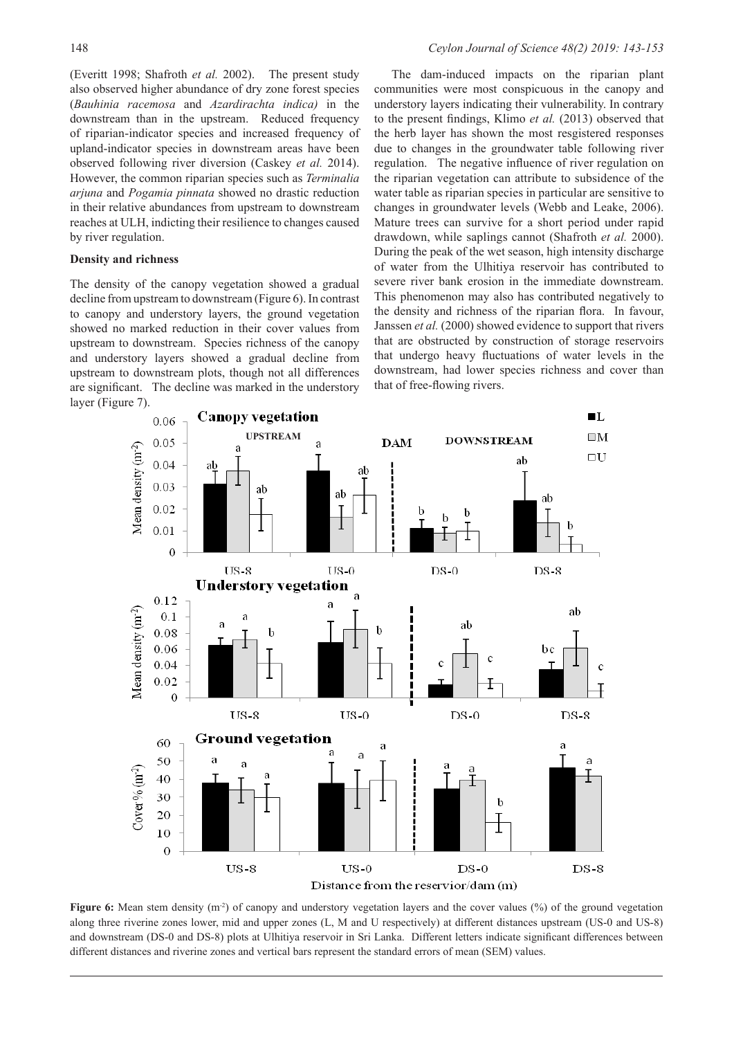(Everitt 1998; Shafroth *et al.* 2002). The present study also observed higher abundance of dry zone forest species (*Bauhinia racemosa* and *Azardirachta indica)* in the downstream than in the upstream. Reduced frequency of riparian-indicator species and increased frequency of upland-indicator species in downstream areas have been observed following river diversion (Caskey *et al.* 2014). However, the common riparian species such as *Terminalia arjuna* and *Pogamia pinnata* showed no drastic reduction in their relative abundances from upstream to downstream reaches at ULH, indicting their resilience to changes caused by river regulation.

### Density and richness

The density of the canopy vegetation showed a gradual decline from upstream to downstream (Figure 6). In contrast to canopy and understory layers, the ground vegetation showed no marked reduction in their cover values from upstream to downstream. Species richness of the canopy and understory layers showed a gradual decline from upstream to downstream plots, though not all differences are significant. The decline was marked in the understory layer (Figure 7).

The dam-induced impacts on the riparian plant communities were most conspicuous in the canopy and understory layers indicating their vulnerability. In contrary to the present findings, Klimo *et al.* (2013) observed that the herb layer has shown the most resgistered responses due to changes in the groundwater table following river regulation. The negative influence of river regulation on the riparian vegetation can attribute to subsidence of the water table as riparian species in particular are sensitive to changes in groundwater levels (Webb and Leake, 2006). Mature trees can survive for a short period under rapid drawdown, while saplings cannot (Shafroth *et al.* 2000). During the peak of the wet season, high intensity discharge of water from the Ulhitiya reservoir has contributed to severe river bank erosion in the immediate downstream. This phenomenon may also has contributed negatively to the density and richness of the riparian flora. In favour, Janssen *et al.* (2000) showed evidence to support that rivers that are obstructed by construction of storage reservoirs that undergo heavy fluctuations of water levels in the downstream, had lower species richness and cover than that of free-flowing rivers.

**Figure 6:** Mean stem density ($m^{-2}$) of canopy and understory vegetation layers and the cover values (%) of the ground vegetation along three riverine zones lower, mid and upper zones (L, M and U respectively) at different distances upstream (US-0 and US-8) and downstream (DS-0 and DS-8) plots at Ulhitiya reservoir in Sri Lanka. Different letters indicate significant differences between different distances and riverine zones and vertical bars represent the standard errors of mean (SEM) values.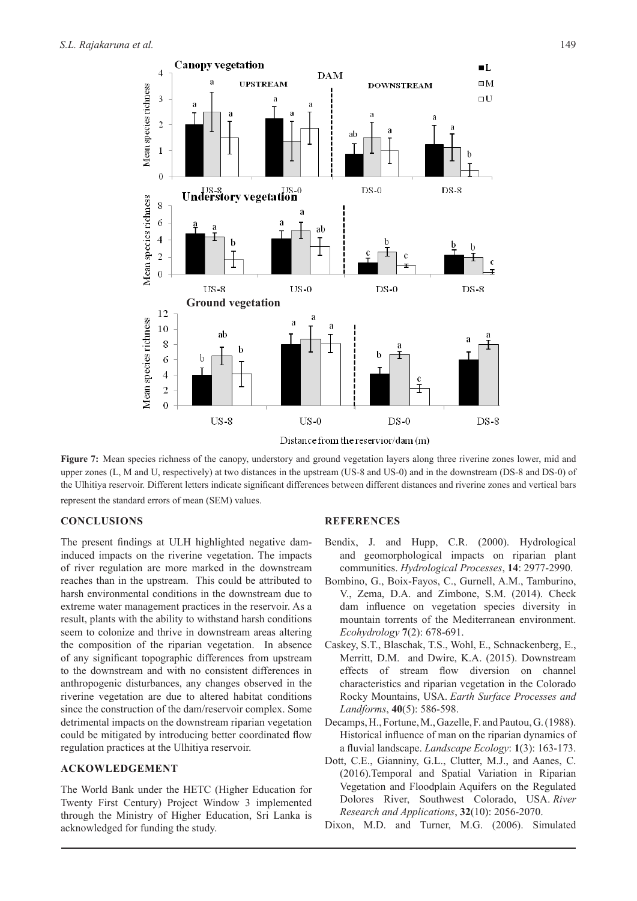**Figure 7:** Mean species richness of the canopy, understory and ground vegetation layers along three riverine zones lower, mid and upper zones (L, M and U, respectively) at two distances in the upstream (US-8 and US-0) and in the downstream (DS-8 and DS-0) of the Ulhitiya reservoir. Different letters indicate significant differences between different distances and riverine zones and vertical bars represent the standard errors of mean (SEM) values.

## CONCLUSIONS

The present findings at ULH highlighted negative dam-induced impacts on the riverine vegetation. The impacts of river regulation are more marked in the downstream reaches than in the upstream. This could be attributed to harsh environmental conditions in the downstream due to extreme water management practices in the reservoir. As a result, plants with the ability to withstand harsh conditions seem to colonize and thrive in downstream areas altering the composition of the riparian vegetation. In absence of any significant topographic differences from upstream to the downstream and with no consistent differences in anthropogenic disturbances, any changes observed in the riverine vegetation are due to altered habitat conditions since the construction of the dam/reservoir complex. Some detrimental impacts on the downstream riparian vegetation could be mitigated by introducing better coordinated flow regulation practices at the Ulhitiya reservoir.

## ACKOWLEDGEMENT

The World Bank under the HETC (Higher Education for Twenty First Century) Project Window 3 implemented through the Ministry of Higher Education, Sri Lanka is acknowledged for funding the study.

## REFERENCES

Bendix, J. and Hupp, C.R. (2000). Hydrological and geomorphological impacts on riparian plant communities. *Hydrological Processes*, **14**: 2977-2990.

Bombino, G., Boix-Fayos, C., Gurnell, A.M., Tamburino, V., Zema, D.A. and Zimbone, S.M. (2014). Check dam influence on vegetation species diversity in mountain torrents of the Mediterranean environment. *Ecohydrology* **7**(2): 678-691.

Caskey, S.T., Blaschak, T.S., Wohl, E., Schnackenberg, E., Merritt, D.M. and Dwire, K.A. (2015). Downstream effects of stream flow diversion on channel characteristics and riparian vegetation in the Colorado Rocky Mountains, USA. *Earth Surface Processes and Landforms*, **40**(5): 586-598.

Decamps, H., Fortune, M., Gazelle, F. and Pautou, G. (1988). Historical influence of man on the riparian dynamics of a fluvial landscape. *Landscape Ecology*: **1**(3): 163-173.

Dott, C.E., Gianniny, G.L., Clutter, M.J., and Aanes, C. (2016).Temporal and Spatial Variation in Riparian Vegetation and Floodplain Aquifers on the Regulated Dolores River, Southwest Colorado, USA. *River Research and Applications*, **32**(10): 2056-2070.

Dixon, M.D. and Turner, M.G. (2006). Simulated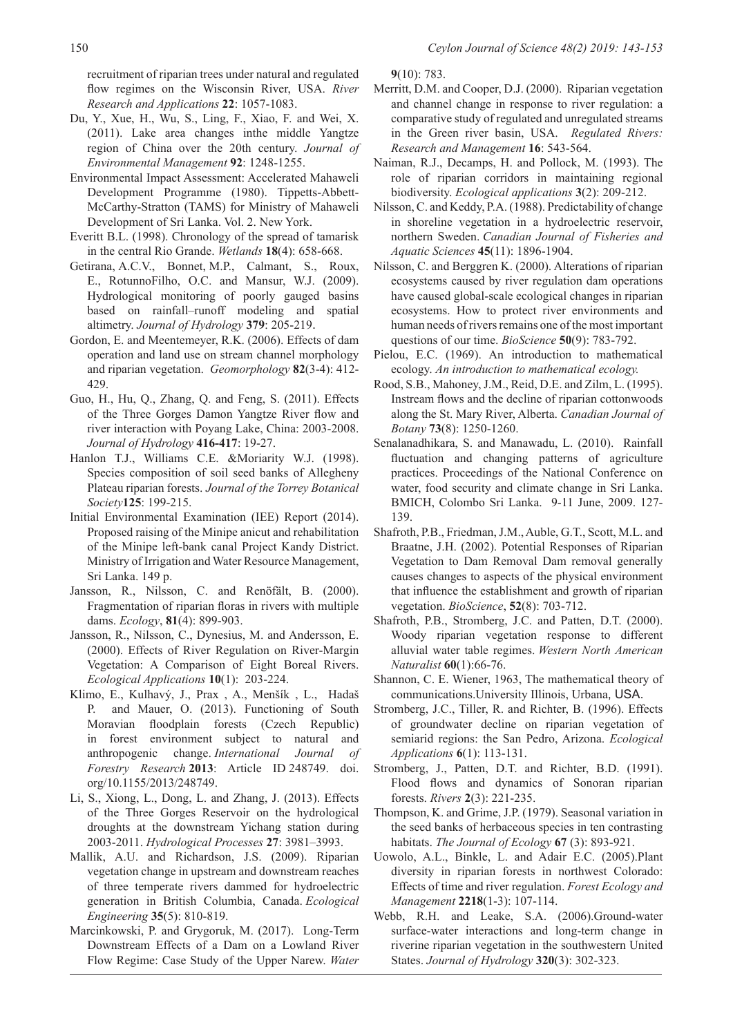recruitment of riparian trees under natural and regulated flow regimes on the Wisconsin River, USA. *River Research and Applications* **22**: 1057-1083.

Du, Y., Xue, H., Wu, S., Ling, F., Xiao, F. and Wei, X. (2011). Lake area changes inthe middle Yangtze region of China over the 20th century. *Journal of Environmental Management* **92**: 1248-1255.

Environmental Impact Assessment: Accelerated Mahaweli Development Programme (1980). Tippetts-Abbett-McCarthy-Stratton (TAMS) for Ministry of Mahaweli Development of Sri Lanka. Vol. 2. New York.

Everitt B.L. (1998). Chronology of the spread of tamarisk in the central Rio Grande. *Wetlands* **18**(4): 658-668.

Getirana, A.C.V., Bonnet, M.P., Calmant, S., Roux, E., RotunnoFilho, O.C. and Mansur, W.J. (2009). Hydrological monitoring of poorly gauged basins based on rainfall–runoff modeling and spatial altimetry. *Journal of Hydrology* **379**: 205-219.

Gordon, E. and Meentemeyer, R.K. (2006). Effects of dam operation and land use on stream channel morphology and riparian vegetation. *Geomorphology* **82**(3-4): 412-429.

Guo, H., Hu, Q., Zhang, Q. and Feng, S. (2011). Effects of the Three Gorges Damon Yangtze River flow and river interaction with Poyang Lake, China: 2003-2008. *Journal of Hydrology* **416-417**: 19-27.

Hanlon T.J., Williams C.E. &Moriarity W.J. (1998). Species composition of soil seed banks of Allegheny Plateau riparian forests. *Journal of the Torrey Botanical Society***125**: 199-215.

Initial Environmental Examination (IEE) Report (2014). Proposed raising of the Minipe anicut and rehabilitation of the Minipe left-bank canal Project Kandy District. Ministry of Irrigation and Water Resource Management, Sri Lanka. 149 p.

Jansson, R., Nilsson, C. and Renöfält, B. (2000). Fragmentation of riparian floras in rivers with multiple dams. *Ecology*, **81**(4): 899-903.

Jansson, R., Nilsson, C., Dynesius, M. and Andersson, E. (2000). Effects of River Regulation on River-Margin Vegetation: A Comparison of Eight Boreal Rivers. *Ecological Applications* **10**(1): 203-224.

Klimo, E., Kulhavý, J., Prax , A., Menšík , L., Hadaš P. and Mauer, O. (2013). Functioning of South Moravian floodplain forests (Czech Republic) in forest environment subject to natural and anthropogenic change. *International Journal of Forestry Research* **2013**: Article ID 248749. doi.org/10.1155/2013/248749.

Li, S., Xiong, L., Dong, L. and Zhang, J. (2013). Effects of the Three Gorges Reservoir on the hydrological droughts at the downstream Yichang station during 2003-2011. *Hydrological Processes* **27**: 3981–3993.

Mallik, A.U. and Richardson, J.S. (2009). Riparian vegetation change in upstream and downstream reaches of three temperate rivers dammed for hydroelectric generation in British Columbia, Canada. *Ecological Engineering* **35**(5): 810-819.

Marcinkowski, P. and Grygoruk, M. (2017). Long-Term Downstream Effects of a Dam on a Lowland River Flow Regime: Case Study of the Upper Narew. *Water* **9**(10): 783.

Merritt, D.M. and Cooper, D.J. (2000). Riparian vegetation and channel change in response to river regulation: a comparative study of regulated and unregulated streams in the Green river basin, USA. *Regulated Rivers: Research and Management* **16**: 543-564.

Naiman, R.J., Decamps, H. and Pollock, M. (1993). The role of riparian corridors in maintaining regional biodiversity. *Ecological applications* **3**(2): 209-212.

Nilsson, C. and Keddy, P.A. (1988). Predictability of change in shoreline vegetation in a hydroelectric reservoir, northern Sweden. *Canadian Journal of Fisheries and Aquatic Sciences* **45**(11): 1896-1904.

Nilsson, C. and Berggren K. (2000). Alterations of riparian ecosystems caused by river regulation dam operations have caused global-scale ecological changes in riparian ecosystems. How to protect river environments and human needs of rivers remains one of the most important questions of our time. *BioScience* **50**(9): 783-792.

Pielou, E.C. (1969). An introduction to mathematical ecology. *An introduction to mathematical ecology.*

Rood, S.B., Mahoney, J.M., Reid, D.E. and Zilm, L. (1995). Instream flows and the decline of riparian cottonwoods along the St. Mary River, Alberta. *Canadian Journal of Botany* **73**(8): 1250-1260.

Senalanadhikara, S. and Manawadu, L. (2010). Rainfall fluctuation and changing patterns of agriculture practices. Proceedings of the National Conference on water, food security and climate change in Sri Lanka. BMICH, Colombo Sri Lanka. 9-11 June, 2009. 127-139.

Shafroth, P.B., Friedman, J.M., Auble, G.T., Scott, M.L. and Braatne, J.H. (2002). Potential Responses of Riparian Vegetation to Dam Removal Dam removal generally causes changes to aspects of the physical environment that influence the establishment and growth of riparian vegetation. *BioScience*, **52**(8): 703-712.

Shafroth, P.B., Stromberg, J.C. and Patten, D.T. (2000). Woody riparian vegetation response to different alluvial water table regimes. *Western North American Naturalist* **60**(1):66-76.

Shannon, C. E. Wiener, 1963, The mathematical theory of communications.University Illinois, Urbana, USA.

Stromberg, J.C., Tiller, R. and Richter, B. (1996). Effects of groundwater decline on riparian vegetation of semiarid regions: the San Pedro, Arizona. *Ecological Applications* **6**(1): 113-131.

Stromberg, J., Patten, D.T. and Richter, B.D. (1991). Flood flows and dynamics of Sonoran riparian forests. *Rivers* **2**(3): 221-235.

Thompson, K. and Grime, J.P. (1979). Seasonal variation in the seed banks of herbaceous species in ten contrasting habitats. *The Journal of Ecology* **67** (3): 893-921.

Uowolo, A.L., Binkle, L. and Adair E.C. (2005).Plant diversity in riparian forests in northwest Colorado: Effects of time and river regulation. *Forest Ecology and Management* **2218**(1-3): 107-114.

Webb, R.H. and Leake, S.A. (2006).Ground-water surface-water interactions and long-term change in riverine riparian vegetation in the southwestern United States. *Journal of Hydrology* **320**(3): 302-323.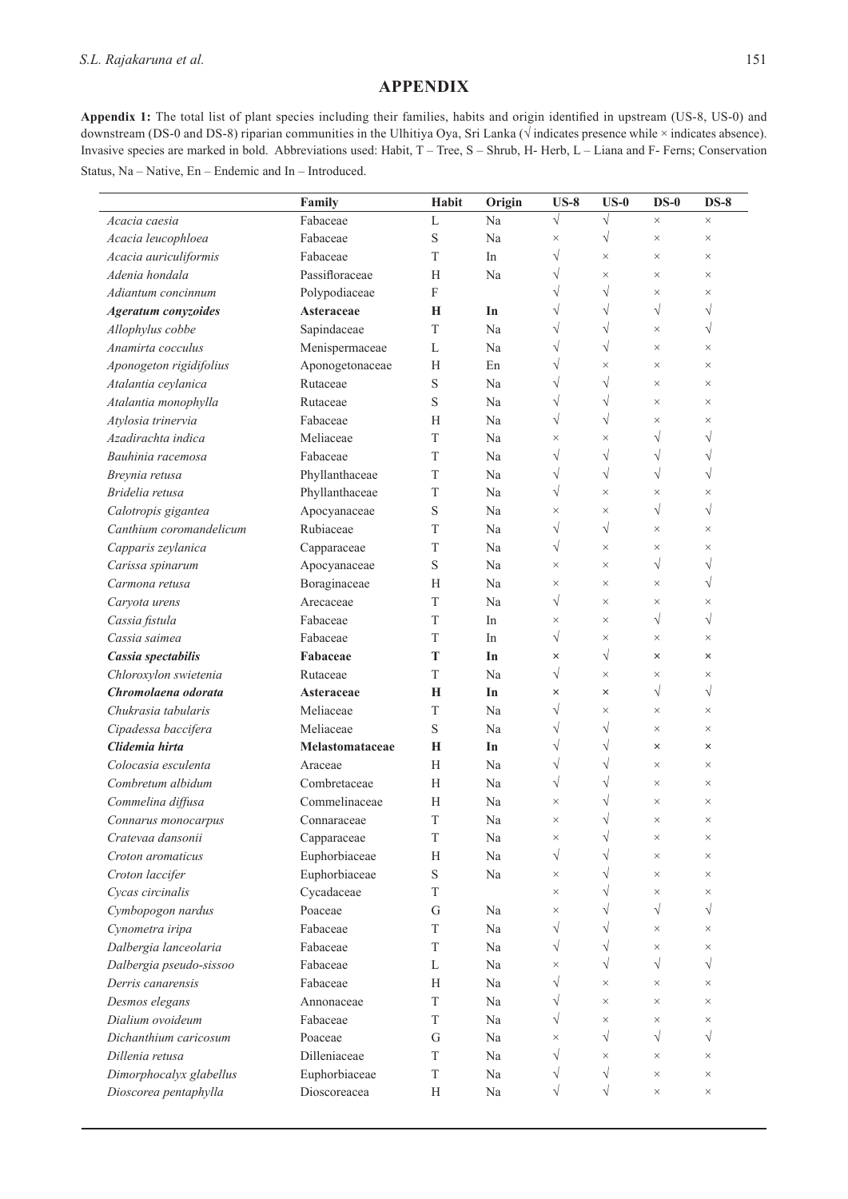## APPENDIX

**Appendix 1:** The total list of plant species including their families, habits and origin identified in upstream (US-8, US-0) and downstream (DS-0 and DS-8) riparian communities in the Ulhitiya Oya, Sri Lanka (√ indicates presence while × indicates absence). Invasive species are marked in bold. Abbreviations used: Habit, T – Tree, S – Shrub, H- Herb, L – Liana and F- Ferns; Conservation Status, Na – Native, En – Endemic and In – Introduced.

| | Family | Habit | Origin | US-8 | US-0 | DS-0 | DS-8 |
|---|---|---|---|---|---|---|---|
| *Acacia caesia* | Fabaceae | L | Na | √ | √ | × | × |
| *Acacia leucophloea* | Fabaceae | S | Na | × | √ | × | × |
| *Acacia auriculiformis* | Fabaceae | T | In | √ | × | × | × |
| *Adenia hondala* | Passifloraceae | H | Na | √ | × | × | × |
| *Adiantum concinnum* | Polypodiaceae | F | | √ | √ | × | × |
| ***Ageratum conyzoides*** | **Asteraceae** | **H** | **In** | √ | √ | √ | √ |
| *Allophylus cobbe* | Sapindaceae | T | Na | √ | √ | × | √ |
| *Anamirta cocculus* | Menispermaceae | L | Na | √ | √ | × | × |
| *Aponogeton rigidifolius* | Aponogetonaceae | H | En | √ | × | × | × |
| *Atalantia ceylanica* | Rutaceae | S | Na | √ | √ | × | × |
| *Atalantia monophylla* | Rutaceae | S | Na | √ | √ | × | × |
| *Atylosia trinervia* | Fabaceae | H | Na | √ | √ | × | × |
| *Azadirachta indica* | Meliaceae | T | Na | × | × | √ | √ |
| *Bauhinia racemosa* | Fabaceae | T | Na | √ | √ | √ | √ |
| *Breynia retusa* | Phyllanthaceae | T | Na | √ | √ | √ | √ |
| *Bridelia retusa* | Phyllanthaceae | T | Na | √ | × | × | × |
| *Calotropis gigantea* | Apocyanaceae | S | Na | × | × | √ | √ |
| *Canthium coromandelicum* | Rubiaceae | T | Na | √ | √ | × | × |
| *Capparis zeylanica* | Capparaceae | T | Na | √ | × | × | × |
| *Carissa spinarum* | Apocyanaceae | S | Na | × | × | √ | √ |
| *Carmona retusa* | Boraginaceae | H | Na | × | × | × | √ |
| *Caryota urens* | Arecaceae | T | Na | √ | × | × | × |
| *Cassia fistula* | Fabaceae | T | In | × | × | √ | √ |
| *Cassia saimea* | Fabaceae | T | In | √ | × | × | × |
| ***Cassia spectabilis*** | **Fabaceae** | **T** | **In** | × | √ | × | × |
| *Chloroxylon swietenia* | Rutaceae | T | Na | √ | × | × | × |
| ***Chromolaena odorata*** | **Asteraceae** | **H** | **In** | × | × | √ | √ |
| *Chukrasia tabularis* | Meliaceae | T | Na | √ | × | × | × |
| *Cipadessa baccifera* | Meliaceae | S | Na | √ | √ | × | × |
| ***Clidemia hirta*** | **Melastomataceae** | **H** | **In** | √ | √ | × | × |
| *Colocasia esculenta* | Araceae | H | Na | √ | √ | × | × |
| *Combretum albidum* | Combretaceae | H | Na | √ | √ | × | × |
| *Commelina diffusa* | Commelinaceae | H | Na | × | √ | × | × |
| *Connarus monocarpus* | Connaraceae | T | Na | × | √ | × | × |
| *Cratevaa dansonii* | Capparaceae | T | Na | × | √ | × | × |
| *Croton aromaticus* | Euphorbiaceae | H | Na | √ | √ | × | × |
| *Croton laccifer* | Euphorbiaceae | S | Na | × | √ | × | × |
| *Cycas circinalis* | Cycadaceae | T | | × | √ | × | × |
| *Cymbopogon nardus* | Poaceae | G | Na | × | √ | √ | √ |
| *Cynometra iripa* | Fabaceae | T | Na | √ | √ | × | × |
| *Dalbergia lanceolaria* | Fabaceae | T | Na | √ | √ | × | × |
| *Dalbergia pseudo-sissoo* | Fabaceae | L | Na | × | √ | √ | √ |
| *Derris canarensis* | Fabaceae | H | Na | √ | × | × | × |
| *Desmos elegans* | Annonaceae | T | Na | √ | × | × | × |
| *Dialium ovoideum* | Fabaceae | T | Na | √ | × | × | × |
| *Dichanthium caricosum* | Poaceae | G | Na | × | √ | √ | √ |
| *Dillenia retusa* | Dilleniaceae | T | Na | √ | × | × | × |
| *Dimorphocalyx glabellus* | Euphorbiaceae | T | Na | √ | √ | × | × |
| *Dioscorea pentaphylla* | Dioscoreacea | H | Na | √ | √ | × | × |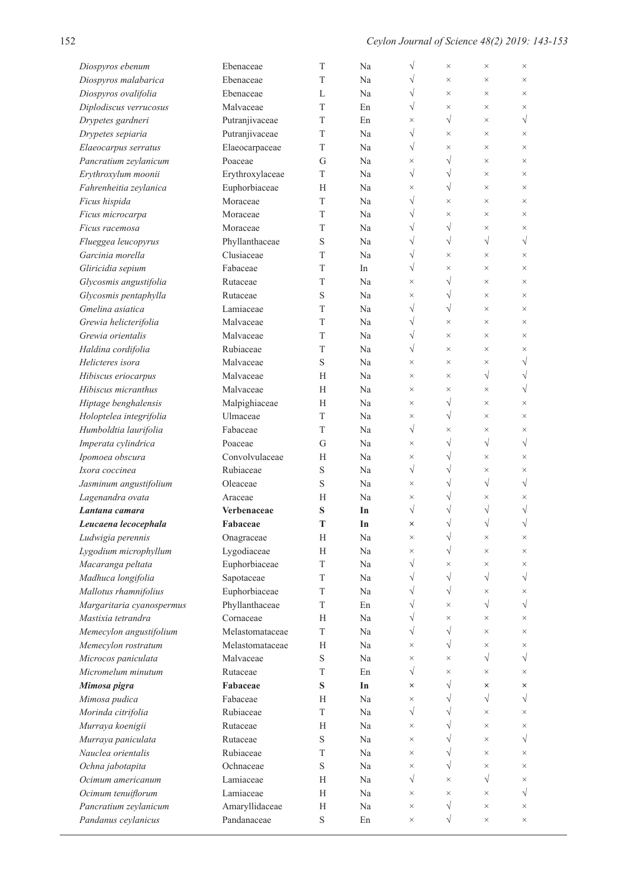| | | | | | | | |
|---|---|---|---|---|---|---|---|
| *Diospyros ebenum* | Ebenaceae | T | Na | √ | × | × | × |
| *Diospyros malabarica* | Ebenaceae | T | Na | √ | × | × | × |
| *Diospyros ovalifolia* | Ebenaceae | L | Na | √ | × | × | × |
| *Diplodiscus verrucosus* | Malvaceae | T | En | √ | × | × | × |
| *Drypetes gardneri* | Putranjivaceae | T | En | × | √ | × | √ |
| *Drypetes sepiaria* | Putranjivaceae | T | Na | √ | × | × | × |
| *Elaeocarpus serratus* | Elaeocarpaceae | T | Na | √ | × | × | × |
| *Pancratium zeylanicum* | Poaceae | G | Na | × | √ | × | × |
| *Erythroxylum moonii* | Erythroxylaceae | T | Na | √ | √ | × | × |
| *Fahrenheitia zeylanica* | Euphorbiaceae | H | Na | × | √ | × | × |
| *Ficus hispida* | Moraceae | T | Na | √ | × | × | × |
| *Ficus microcarpa* | Moraceae | T | Na | √ | × | × | × |
| *Ficus racemosa* | Moraceae | T | Na | √ | √ | × | × |
| *Flueggea leucopyrus* | Phyllanthaceae | S | Na | √ | √ | √ | √ |
| *Garcinia morella* | Clusiaceae | T | Na | √ | × | × | × |
| *Gliricidia sepium* | Fabaceae | T | In | √ | × | × | × |
| *Glycosmis angustifolia* | Rutaceae | T | Na | × | √ | × | × |
| *Glycosmis pentaphylla* | Rutaceae | S | Na | × | √ | × | × |
| *Gmelina asiatica* | Lamiaceae | T | Na | √ | √ | × | × |
| *Grewia helicterifolia* | Malvaceae | T | Na | √ | × | × | × |
| *Grewia orientalis* | Malvaceae | T | Na | √ | × | × | × |
| *Haldina cordifolia* | Rubiaceae | T | Na | √ | × | × | × |
| *Helicteres isora* | Malvaceae | S | Na | × | × | × | √ |
| *Hibiscus eriocarpus* | Malvaceae | H | Na | × | × | √ | √ |
| *Hibiscus micranthus* | Malvaceae | H | Na | × | × | × | √ |
| *Hiptage benghalensis* | Malpighiaceae | H | Na | × | √ | × | × |
| *Holoptelea integrifolia* | Ulmaceae | T | Na | × | √ | × | × |
| *Humboldtia laurifolia* | Fabaceae | T | Na | √ | × | × | × |
| *Imperata cylindrica* | Poaceae | G | Na | × | √ | √ | √ |
| *Ipomoea obscura* | Convolvulaceae | H | Na | × | √ | × | × |
| *Ixora coccinea* | Rubiaceae | S | Na | √ | √ | × | × |
| *Jasminum angustifolium* | Oleaceae | S | Na | × | √ | √ | √ |
| *Lagenandra ovata* | Araceae | H | Na | × | √ | × | × |
| ***Lantana camara*** | **Verbenaceae** | **S** | **In** | √ | √ | √ | √ |
| ***Leucaena lecocephala*** | **Fabaceae** | **T** | **In** | × | √ | √ | √ |
| *Ludwigia perennis* | Onagraceae | H | Na | × | √ | × | × |
| *Lygodium microphyllum* | Lygodiaceae | H | Na | × | √ | × | × |
| *Macaranga peltata* | Euphorbiaceae | T | Na | √ | × | × | × |
| *Madhuca longifolia* | Sapotaceae | T | Na | √ | √ | √ | √ |
| *Mallotus rhamnifolius* | Euphorbiaceae | T | Na | √ | √ | × | × |
| *Margaritaria cyanospermus* | Phyllanthaceae | T | En | √ | × | √ | √ |
| *Mastixia tetrandra* | Cornaceae | H | Na | √ | × | × | × |
| *Memecylon angustifolium* | Melastomataceae | T | Na | √ | √ | × | × |
| *Memecylon rostratum* | Melastomataceae | H | Na | × | √ | × | × |
| *Microcos paniculata* | Malvaceae | S | Na | × | × | √ | √ |
| *Micromelum minutum* | Rutaceae | T | En | √ | × | × | × |
| ***Mimosa pigra*** | **Fabaceae** | **S** | **In** | × | √ | × | × |
| *Mimosa pudica* | Fabaceae | H | Na | × | √ | √ | √ |
| *Morinda citrifolia* | Rubiaceae | T | Na | √ | √ | × | × |
| *Murraya koenigii* | Rutaceae | H | Na | × | √ | × | × |
| *Murraya paniculata* | Rutaceae | S | Na | × | √ | × | √ |
| *Nauclea orientalis* | Rubiaceae | T | Na | × | √ | × | × |
| *Ochna jabotapita* | Ochnaceae | S | Na | × | √ | × | × |
| *Ocimum americanum* | Lamiaceae | H | Na | √ | × | √ | × |
| *Ocimum tenuiflorum* | Lamiaceae | H | Na | × | × | × | √ |
| *Pancratium zeylanicum* | Amaryllidaceae | H | Na | × | √ | × | × |
| *Pandanus ceylanicus* | Pandanaceae | S | En | × | √ | × | × |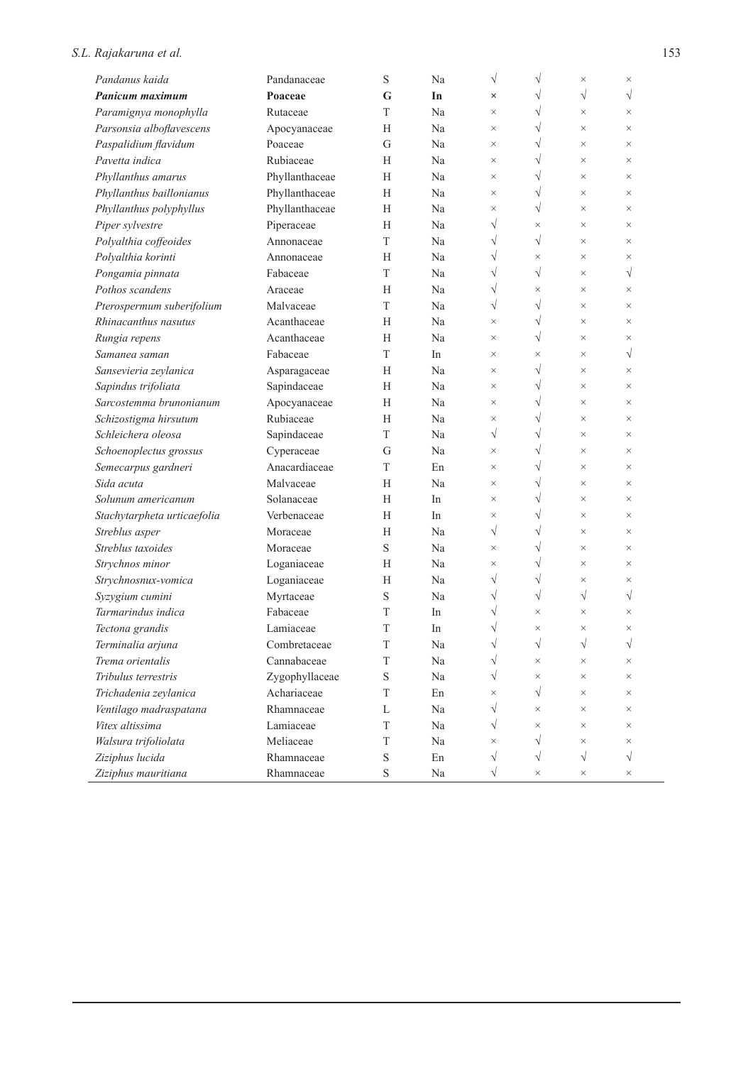| | | | | | | | |
|---|---|---|---|---|---|---|---|
| *Pandanus kaida* | Pandanaceae | S | Na | √ | √ | × | × |
| ***Panicum maximum*** | **Poaceae** | **G** | **In** | **×** | √ | √ | √ |
| *Paramignya monophylla* | Rutaceae | T | Na | × | √ | × | × |
| *Parsonsia alboflavescens* | Apocyanaceae | H | Na | × | √ | × | × |
| *Paspalidium flavidum* | Poaceae | G | Na | × | √ | × | × |
| *Pavetta indica* | Rubiaceae | H | Na | × | √ | × | × |
| *Phyllanthus amarus* | Phyllanthaceae | H | Na | × | √ | × | × |
| *Phyllanthus baillonianus* | Phyllanthaceae | H | Na | × | √ | × | × |
| *Phyllanthus polyphyllus* | Phyllanthaceae | H | Na | × | √ | × | × |
| *Piper sylvestre* | Piperaceae | H | Na | √ | × | × | × |
| *Polyalthia coffeoides* | Annonaceae | T | Na | √ | √ | × | × |
| *Polyalthia korinti* | Annonaceae | H | Na | √ | × | × | × |
| *Pongamia pinnata* | Fabaceae | T | Na | √ | √ | × | √ |
| *Pothos scandens* | Araceae | H | Na | √ | × | × | × |
| *Pterospermum suberifolium* | Malvaceae | T | Na | √ | √ | × | × |
| *Rhinacanthus nasutus* | Acanthaceae | H | Na | × | √ | × | × |
| *Rungia repens* | Acanthaceae | H | Na | × | √ | × | × |
| *Samanea saman* | Fabaceae | T | In | × | × | × | √ |
| *Sansevieria zeylanica* | Asparagaceae | H | Na | × | √ | × | × |
| *Sapindus trifoliata* | Sapindaceae | H | Na | × | √ | × | × |
| *Sarcostemma brunonianum* | Apocynaceae | H | Na | × | √ | × | × |
| *Schizostigma hirsutum* | Rubiaceae | H | Na | × | √ | × | × |
| *Schleichera oleosa* | Sapindaceae | T | Na | √ | √ | × | × |
| *Schoenoplectus grossus* | Cyperaceae | G | Na | × | √ | × | × |
| *Semecarpus gardneri* | Anacardiaceae | T | En | × | √ | × | × |
| *Sida acuta* | Malvaceae | H | Na | × | √ | × | × |
| *Solunum americanum* | Solanaceae | H | In | × | √ | × | × |
| *Stachytarpheta urticaefolia* | Verbenaceae | H | In | × | √ | × | × |
| *Streblus asper* | Moraceae | H | Na | √ | √ | × | × |
| *Streblus taxoides* | Moraceae | S | Na | × | √ | × | × |
| *Strychnos minor* | Loganiaceae | H | Na | × | √ | × | × |
| *Strychnosnux-vomica* | Loganiaceae | H | Na | √ | √ | × | × |
| *Syzygium cumini* | Myrtaceae | S | Na | √ | √ | √ | √ |
| *Tarmarindus indica* | Fabaceae | T | In | √ | × | × | × |
| *Tectona grandis* | Lamiaceae | T | In | √ | × | × | × |
| *Terminalia arjuna* | Combretaceae | T | Na | √ | √ | √ | √ |
| *Trema orientalis* | Cannabaceae | T | Na | √ | × | × | × |
| *Tribulus terrestris* | Zygophyllaceae | S | Na | √ | × | × | × |
| *Trichadenia zeylanica* | Achariaceae | T | En | × | √ | × | × |
| *Ventilago madraspatana* | Rhamnaceae | L | Na | √ | × | × | × |
| *Vitex altissima* | Lamiaceae | T | Na | √ | × | × | × |
| *Walsura trifoliolata* | Meliaceae | T | Na | × | √ | × | × |
| *Ziziphus lucida* | Rhamnaceae | S | En | √ | √ | √ | √ |
| *Ziziphus mauritiana* | Rhamnaceae | S | Na | √ | × | × | × |